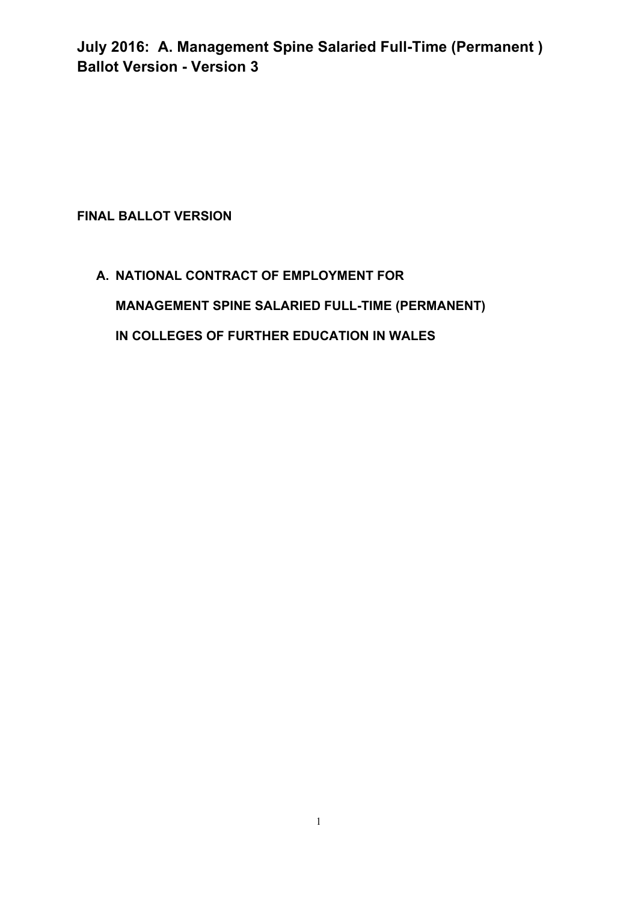**July 2016: A. Management Spine Salaried Full-Time (Permanent )**
**Ballot Version - Version 3**

**FINAL BALLOT VERSION**

# A. NATIONAL CONTRACT OF EMPLOYMENT FOR MANAGEMENT SPINE SALARIED FULL-TIME (PERMANENT) IN COLLEGES OF FURTHER EDUCATION IN WALES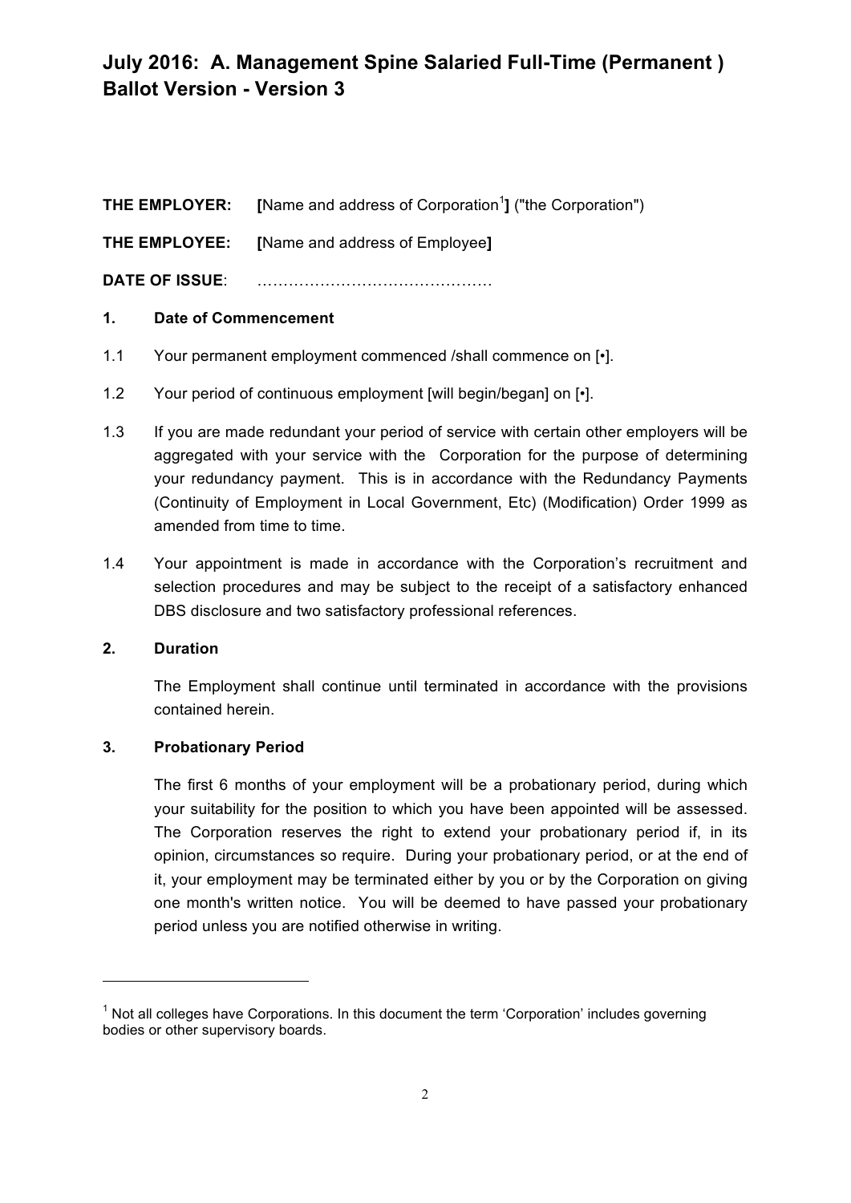# July 2016: A. Management Spine Salaried Full-Time (Permanent ) Ballot Version - Version 3

**THE EMPLOYER:** **[**Name and address of Corporation[1]**]** ("the Corporation")

**THE EMPLOYEE:** **[**Name and address of Employee**]**

**DATE OF ISSUE**: ………………………………………

**1. Date of Commencement**

1.1 Your permanent employment commenced /shall commence on [•].

1.2 Your period of continuous employment [will begin/began] on [•].

1.3 If you are made redundant your period of service with certain other employers will be aggregated with your service with the Corporation for the purpose of determining your redundancy payment. This is in accordance with the Redundancy Payments (Continuity of Employment in Local Government, Etc) (Modification) Order 1999 as amended from time to time.

1.4 Your appointment is made in accordance with the Corporation's recruitment and selection procedures and may be subject to the receipt of a satisfactory enhanced DBS disclosure and two satisfactory professional references.

**2. Duration**

The Employment shall continue until terminated in accordance with the provisions contained herein.

**3. Probationary Period**

The first 6 months of your employment will be a probationary period, during which your suitability for the position to which you have been appointed will be assessed. The Corporation reserves the right to extend your probationary period if, in its opinion, circumstances so require. During your probationary period, or at the end of it, your employment may be terminated either by you or by the Corporation on giving one month's written notice. You will be deemed to have passed your probationary period unless you are notified otherwise in writing.

[1] Not all colleges have Corporations. In this document the term 'Corporation' includes governing bodies or other supervisory boards.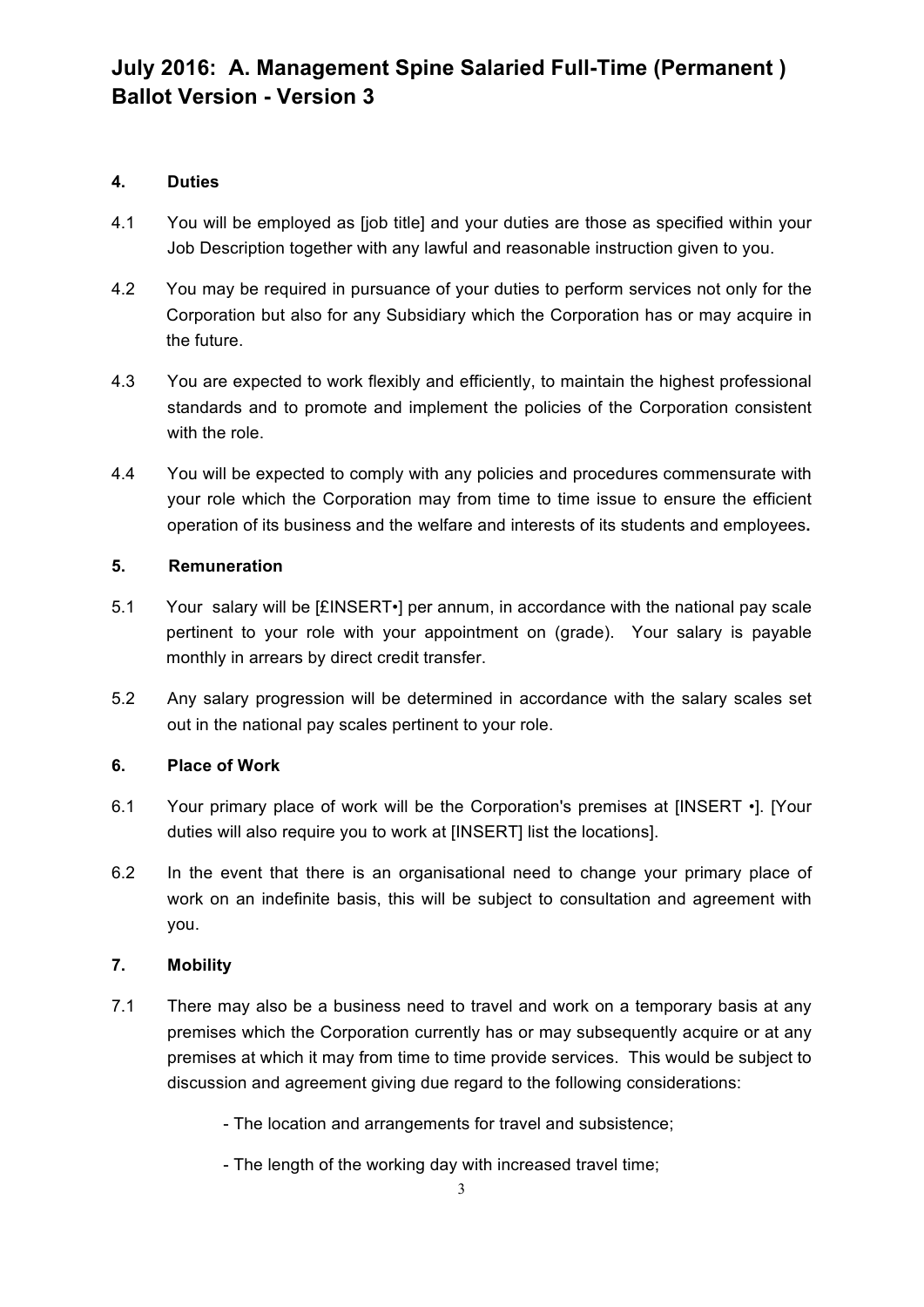# July 2016: A. Management Spine Salaried Full-Time (Permanent ) Ballot Version - Version 3

## 4. Duties

4.1 You will be employed as [job title] and your duties are those as specified within your Job Description together with any lawful and reasonable instruction given to you.

4.2 You may be required in pursuance of your duties to perform services not only for the Corporation but also for any Subsidiary which the Corporation has or may acquire in the future.

4.3 You are expected to work flexibly and efficiently, to maintain the highest professional standards and to promote and implement the policies of the Corporation consistent with the role.

4.4 You will be expected to comply with any policies and procedures commensurate with your role which the Corporation may from time to time issue to ensure the efficient operation of its business and the welfare and interests of its students and employees**.**

## 5. Remuneration

5.1 Your salary will be [£INSERT•] per annum, in accordance with the national pay scale pertinent to your role with your appointment on (grade). Your salary is payable monthly in arrears by direct credit transfer.

5.2 Any salary progression will be determined in accordance with the salary scales set out in the national pay scales pertinent to your role.

## 6. Place of Work

6.1 Your primary place of work will be the Corporation's premises at [INSERT •]. [Your duties will also require you to work at [INSERT] list the locations].

6.2 In the event that there is an organisational need to change your primary place of work on an indefinite basis, this will be subject to consultation and agreement with you.

## 7. Mobility

7.1 There may also be a business need to travel and work on a temporary basis at any premises which the Corporation currently has or may subsequently acquire or at any premises at which it may from time to time provide services. This would be subject to discussion and agreement giving due regard to the following considerations:

- The location and arrangements for travel and subsistence;
- The length of the working day with increased travel time;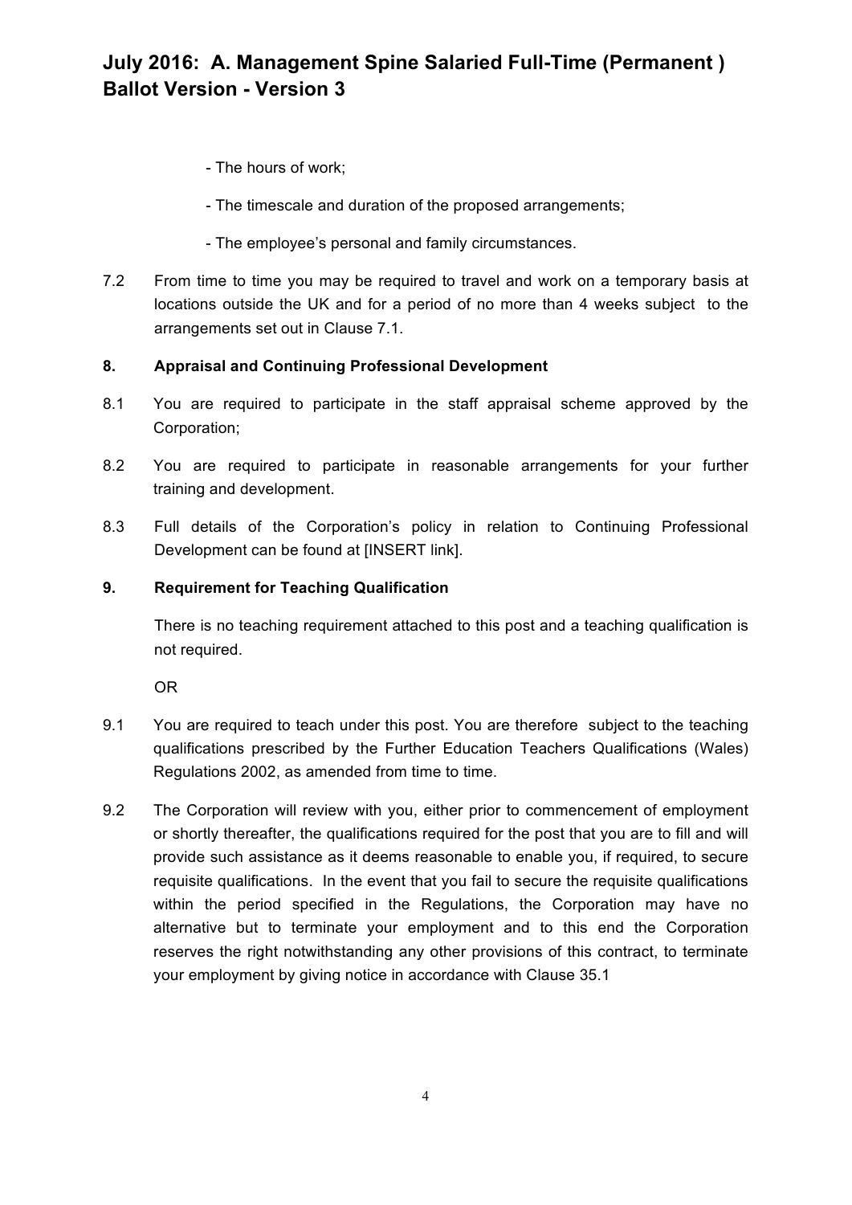- The hours of work;
- The timescale and duration of the proposed arrangements;
- The employee's personal and family circumstances.

7.2 From time to time you may be required to travel and work on a temporary basis at locations outside the UK and for a period of no more than 4 weeks subject to the arrangements set out in Clause 7.1.

**8. Appraisal and Continuing Professional Development**

8.1 You are required to participate in the staff appraisal scheme approved by the Corporation;

8.2 You are required to participate in reasonable arrangements for your further training and development.

8.3 Full details of the Corporation's policy in relation to Continuing Professional Development can be found at [INSERT link].

**9. Requirement for Teaching Qualification**

There is no teaching requirement attached to this post and a teaching qualification is not required.

OR

9.1 You are required to teach under this post. You are therefore subject to the teaching qualifications prescribed by the Further Education Teachers Qualifications (Wales) Regulations 2002, as amended from time to time.

9.2 The Corporation will review with you, either prior to commencement of employment or shortly thereafter, the qualifications required for the post that you are to fill and will provide such assistance as it deems reasonable to enable you, if required, to secure requisite qualifications. In the event that you fail to secure the requisite qualifications within the period specified in the Regulations, the Corporation may have no alternative but to terminate your employment and to this end the Corporation reserves the right notwithstanding any other provisions of this contract, to terminate your employment by giving notice in accordance with Clause 35.1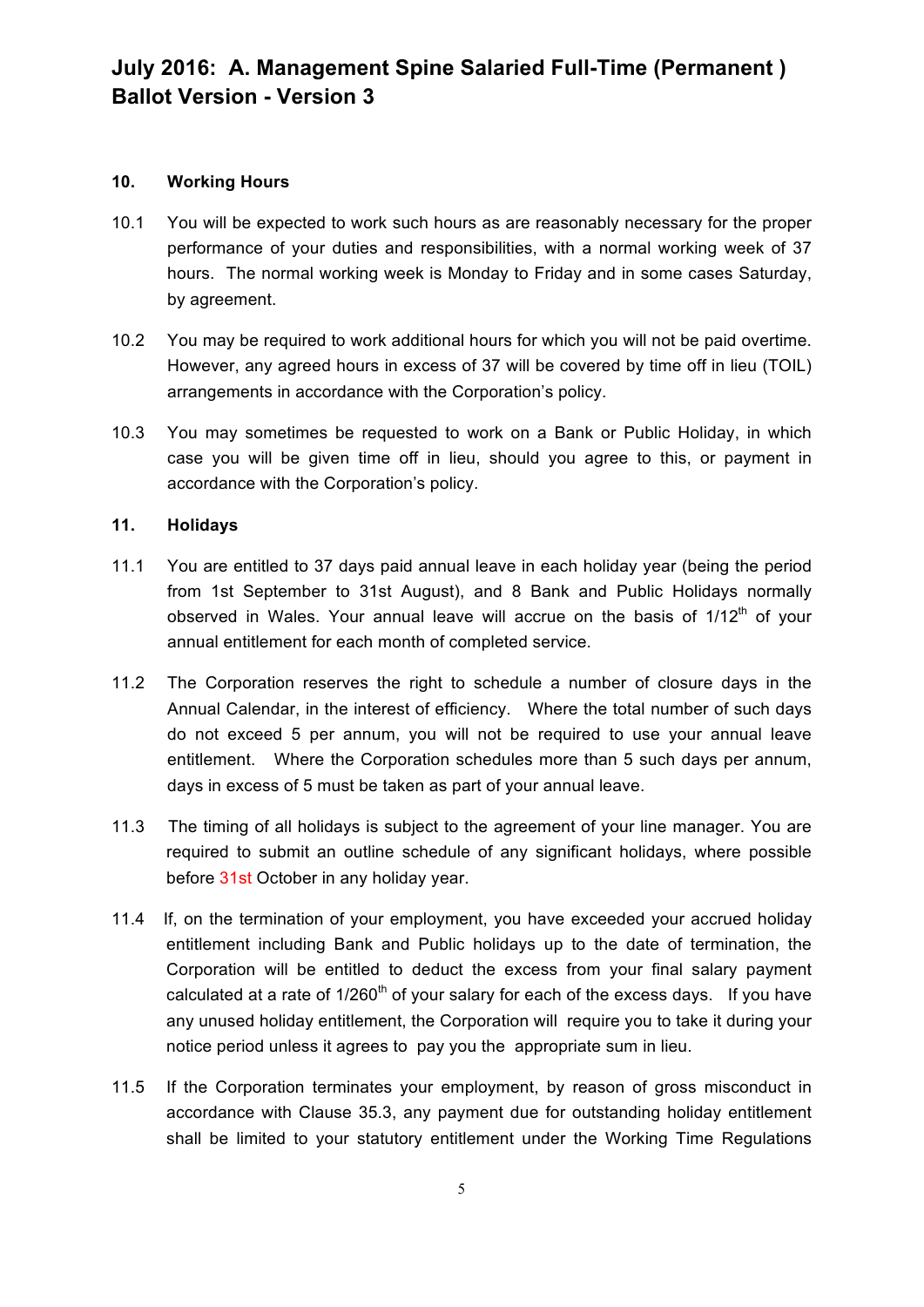# July 2016: A. Management Spine Salaried Full-Time (Permanent ) Ballot Version - Version 3

## 10. Working Hours

10.1 You will be expected to work such hours as are reasonably necessary for the proper performance of your duties and responsibilities, with a normal working week of 37 hours. The normal working week is Monday to Friday and in some cases Saturday, by agreement.

10.2 You may be required to work additional hours for which you will not be paid overtime. However, any agreed hours in excess of 37 will be covered by time off in lieu (TOIL) arrangements in accordance with the Corporation's policy.

10.3 You may sometimes be requested to work on a Bank or Public Holiday, in which case you will be given time off in lieu, should you agree to this, or payment in accordance with the Corporation's policy.

## 11. Holidays

11.1 You are entitled to 37 days paid annual leave in each holiday year (being the period from 1st September to 31st August), and 8 Bank and Public Holidays normally observed in Wales. Your annual leave will accrue on the basis of 1/12th of your annual entitlement for each month of completed service.

11.2 The Corporation reserves the right to schedule a number of closure days in the Annual Calendar, in the interest of efficiency. Where the total number of such days do not exceed 5 per annum, you will not be required to use your annual leave entitlement. Where the Corporation schedules more than 5 such days per annum, days in excess of 5 must be taken as part of your annual leave.

11.3 The timing of all holidays is subject to the agreement of your line manager. You are required to submit an outline schedule of any significant holidays, where possible before 31st October in any holiday year.

11.4 If, on the termination of your employment, you have exceeded your accrued holiday entitlement including Bank and Public holidays up to the date of termination, the Corporation will be entitled to deduct the excess from your final salary payment calculated at a rate of 1/260th of your salary for each of the excess days. If you have any unused holiday entitlement, the Corporation will require you to take it during your notice period unless it agrees to pay you the appropriate sum in lieu.

11.5 If the Corporation terminates your employment, by reason of gross misconduct in accordance with Clause 35.3, any payment due for outstanding holiday entitlement shall be limited to your statutory entitlement under the Working Time Regulations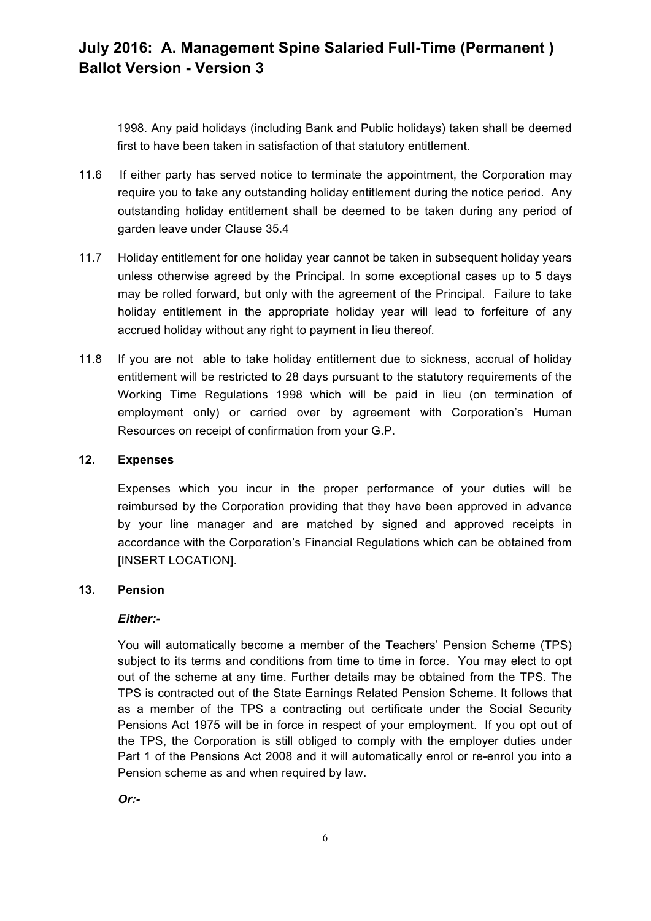1998. Any paid holidays (including Bank and Public holidays) taken shall be deemed first to have been taken in satisfaction of that statutory entitlement.

11.6 If either party has served notice to terminate the appointment, the Corporation may require you to take any outstanding holiday entitlement during the notice period. Any outstanding holiday entitlement shall be deemed to be taken during any period of garden leave under Clause 35.4

11.7 Holiday entitlement for one holiday year cannot be taken in subsequent holiday years unless otherwise agreed by the Principal. In some exceptional cases up to 5 days may be rolled forward, but only with the agreement of the Principal. Failure to take holiday entitlement in the appropriate holiday year will lead to forfeiture of any accrued holiday without any right to payment in lieu thereof*.*

11.8 If you are not able to take holiday entitlement due to sickness, accrual of holiday entitlement will be restricted to 28 days pursuant to the statutory requirements of the Working Time Regulations 1998 which will be paid in lieu (on termination of employment only) or carried over by agreement with Corporation's Human Resources on receipt of confirmation from your G.P.

**12. Expenses**

Expenses which you incur in the proper performance of your duties will be reimbursed by the Corporation providing that they have been approved in advance by your line manager and are matched by signed and approved receipts in accordance with the Corporation's Financial Regulations which can be obtained from [INSERT LOCATION].

**13. Pension**

***Either:-***

You will automatically become a member of the Teachers' Pension Scheme (TPS) subject to its terms and conditions from time to time in force. You may elect to opt out of the scheme at any time. Further details may be obtained from the TPS. The TPS is contracted out of the State Earnings Related Pension Scheme. It follows that as a member of the TPS a contracting out certificate under the Social Security Pensions Act 1975 will be in force in respect of your employment. If you opt out of the TPS, the Corporation is still obliged to comply with the employer duties under Part 1 of the Pensions Act 2008 and it will automatically enrol or re-enrol you into a Pension scheme as and when required by law.

***Or:-***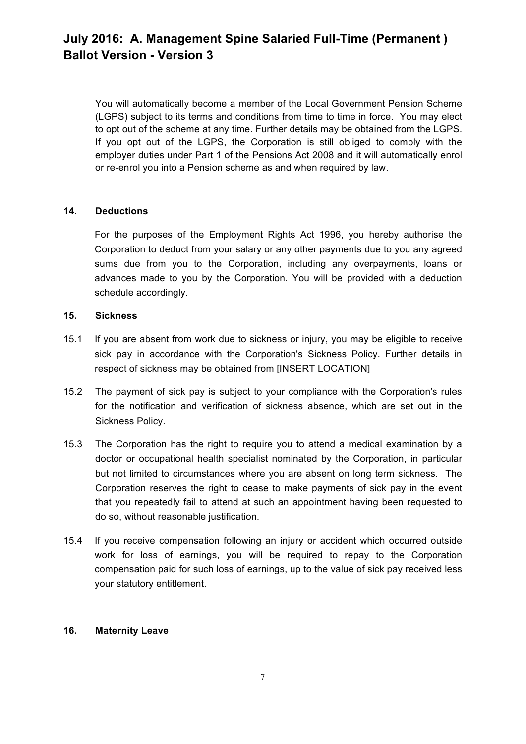You will automatically become a member of the Local Government Pension Scheme (LGPS) subject to its terms and conditions from time to time in force. You may elect to opt out of the scheme at any time. Further details may be obtained from the LGPS. If you opt out of the LGPS, the Corporation is still obliged to comply with the employer duties under Part 1 of the Pensions Act 2008 and it will automatically enrol or re-enrol you into a Pension scheme as and when required by law.

**14. Deductions**

For the purposes of the Employment Rights Act 1996, you hereby authorise the Corporation to deduct from your salary or any other payments due to you any agreed sums due from you to the Corporation, including any overpayments, loans or advances made to you by the Corporation. You will be provided with a deduction schedule accordingly.

**15. Sickness**

15.1 If you are absent from work due to sickness or injury, you may be eligible to receive sick pay in accordance with the Corporation's Sickness Policy. Further details in respect of sickness may be obtained from [INSERT LOCATION]

15.2 The payment of sick pay is subject to your compliance with the Corporation's rules for the notification and verification of sickness absence, which are set out in the Sickness Policy.

15.3 The Corporation has the right to require you to attend a medical examination by a doctor or occupational health specialist nominated by the Corporation, in particular but not limited to circumstances where you are absent on long term sickness. The Corporation reserves the right to cease to make payments of sick pay in the event that you repeatedly fail to attend at such an appointment having been requested to do so, without reasonable justification.

15.4 If you receive compensation following an injury or accident which occurred outside work for loss of earnings, you will be required to repay to the Corporation compensation paid for such loss of earnings, up to the value of sick pay received less your statutory entitlement.

**16. Maternity Leave**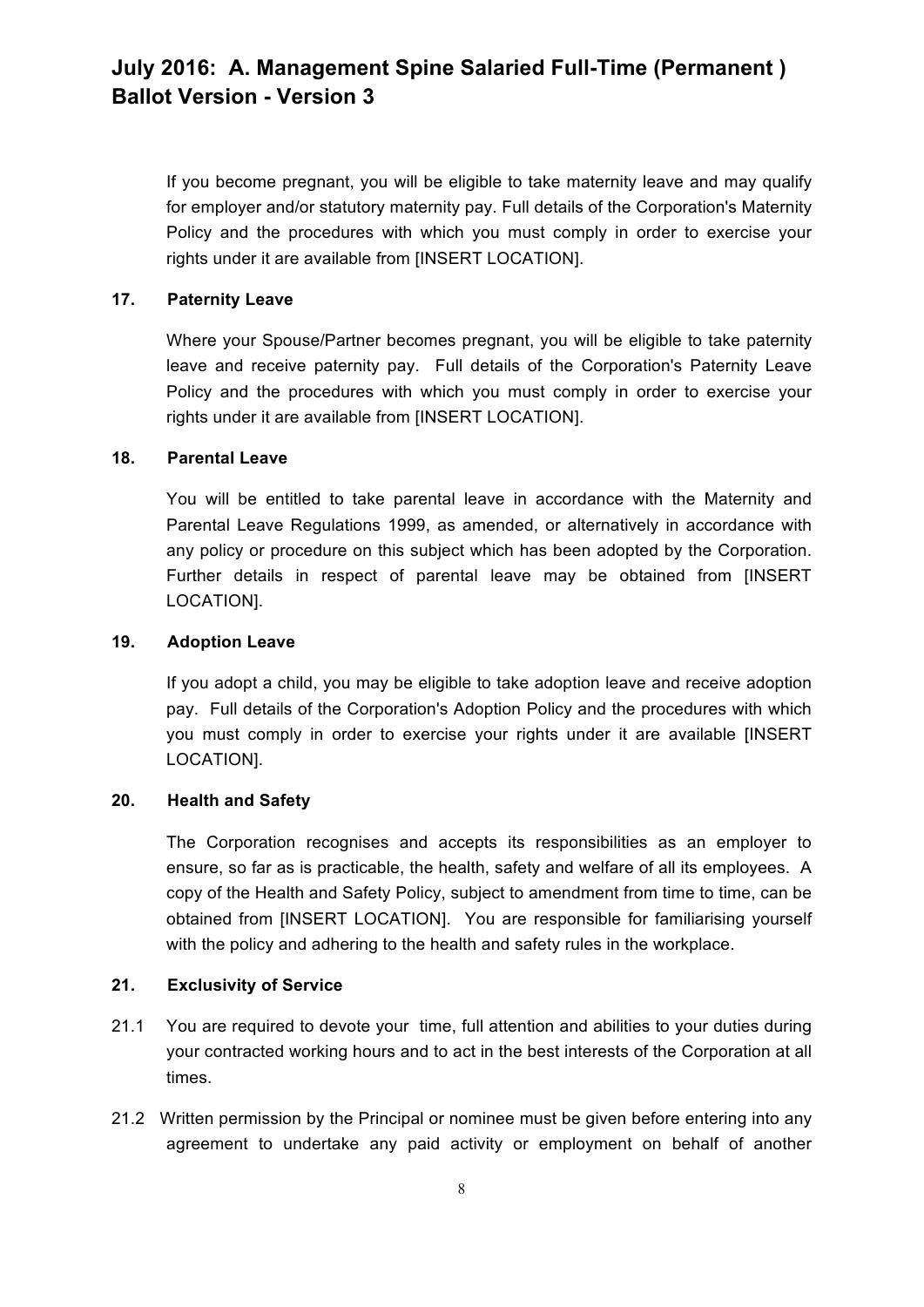If you become pregnant, you will be eligible to take maternity leave and may qualify for employer and/or statutory maternity pay. Full details of the Corporation's Maternity Policy and the procedures with which you must comply in order to exercise your rights under it are available from [INSERT LOCATION].

### 17. Paternity Leave

Where your Spouse/Partner becomes pregnant, you will be eligible to take paternity leave and receive paternity pay. Full details of the Corporation's Paternity Leave Policy and the procedures with which you must comply in order to exercise your rights under it are available from [INSERT LOCATION].

### 18. Parental Leave

You will be entitled to take parental leave in accordance with the Maternity and Parental Leave Regulations 1999, as amended, or alternatively in accordance with any policy or procedure on this subject which has been adopted by the Corporation. Further details in respect of parental leave may be obtained from [INSERT LOCATION].

### 19. Adoption Leave

If you adopt a child, you may be eligible to take adoption leave and receive adoption pay. Full details of the Corporation's Adoption Policy and the procedures with which you must comply in order to exercise your rights under it are available [INSERT LOCATION].

### 20. Health and Safety

The Corporation recognises and accepts its responsibilities as an employer to ensure, so far as is practicable, the health, safety and welfare of all its employees. A copy of the Health and Safety Policy, subject to amendment from time to time, can be obtained from [INSERT LOCATION]. You are responsible for familiarising yourself with the policy and adhering to the health and safety rules in the workplace.

### 21. Exclusivity of Service

21.1 You are required to devote your time, full attention and abilities to your duties during your contracted working hours and to act in the best interests of the Corporation at all times.

21.2 Written permission by the Principal or nominee must be given before entering into any agreement to undertake any paid activity or employment on behalf of another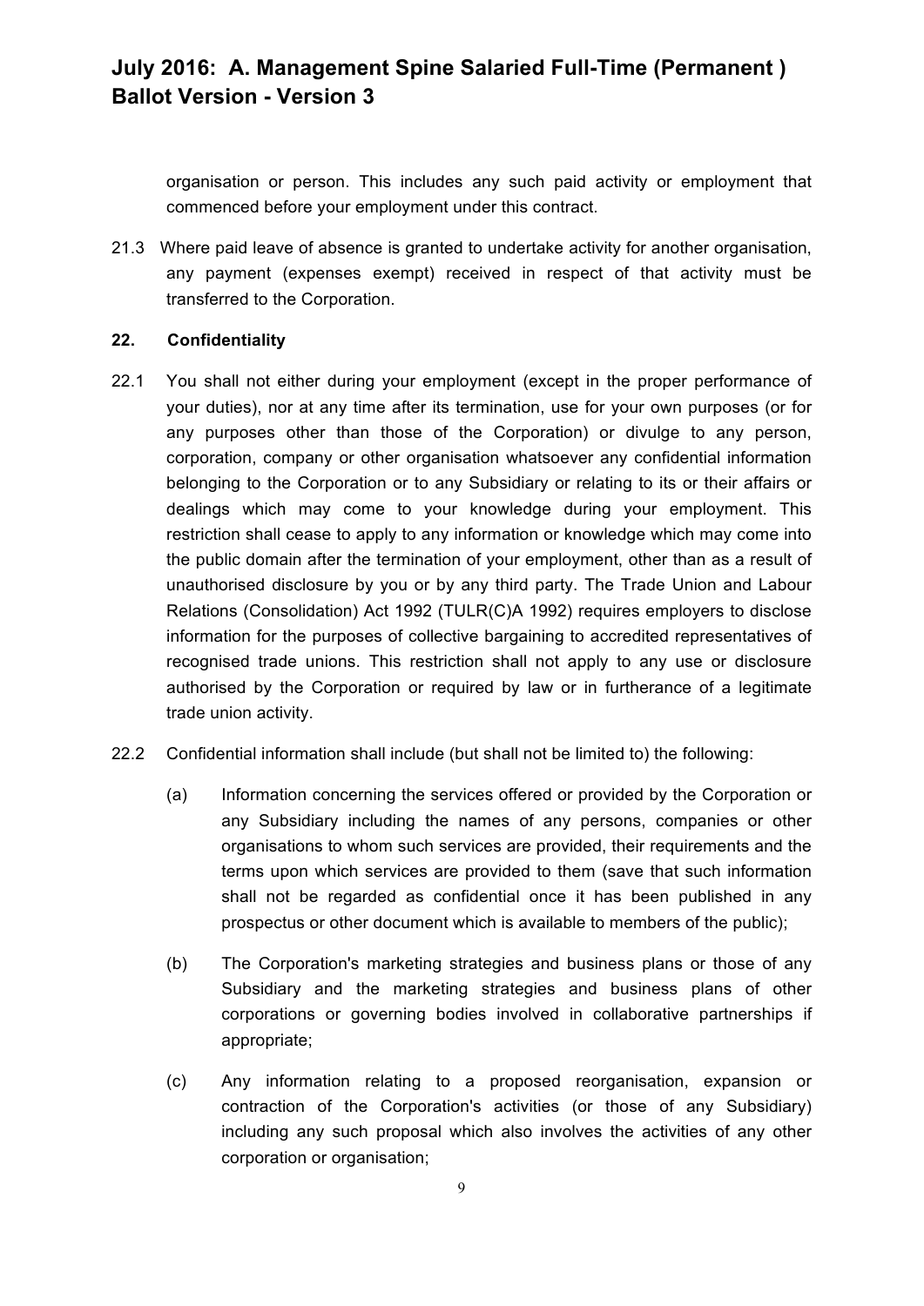organisation or person. This includes any such paid activity or employment that commenced before your employment under this contract.

21.3 Where paid leave of absence is granted to undertake activity for another organisation, any payment (expenses exempt) received in respect of that activity must be transferred to the Corporation.

**22. Confidentiality**

22.1 You shall not either during your employment (except in the proper performance of your duties), nor at any time after its termination, use for your own purposes (or for any purposes other than those of the Corporation) or divulge to any person, corporation, company or other organisation whatsoever any confidential information belonging to the Corporation or to any Subsidiary or relating to its or their affairs or dealings which may come to your knowledge during your employment. This restriction shall cease to apply to any information or knowledge which may come into the public domain after the termination of your employment, other than as a result of unauthorised disclosure by you or by any third party. The Trade Union and Labour Relations (Consolidation) Act 1992 (TULR(C)A 1992) requires employers to disclose information for the purposes of collective bargaining to accredited representatives of recognised trade unions. This restriction shall not apply to any use or disclosure authorised by the Corporation or required by law or in furtherance of a legitimate trade union activity.

22.2 Confidential information shall include (but shall not be limited to) the following:

(a) Information concerning the services offered or provided by the Corporation or any Subsidiary including the names of any persons, companies or other organisations to whom such services are provided, their requirements and the terms upon which services are provided to them (save that such information shall not be regarded as confidential once it has been published in any prospectus or other document which is available to members of the public);

(b) The Corporation's marketing strategies and business plans or those of any Subsidiary and the marketing strategies and business plans of other corporations or governing bodies involved in collaborative partnerships if appropriate;

(c) Any information relating to a proposed reorganisation, expansion or contraction of the Corporation's activities (or those of any Subsidiary) including any such proposal which also involves the activities of any other corporation or organisation;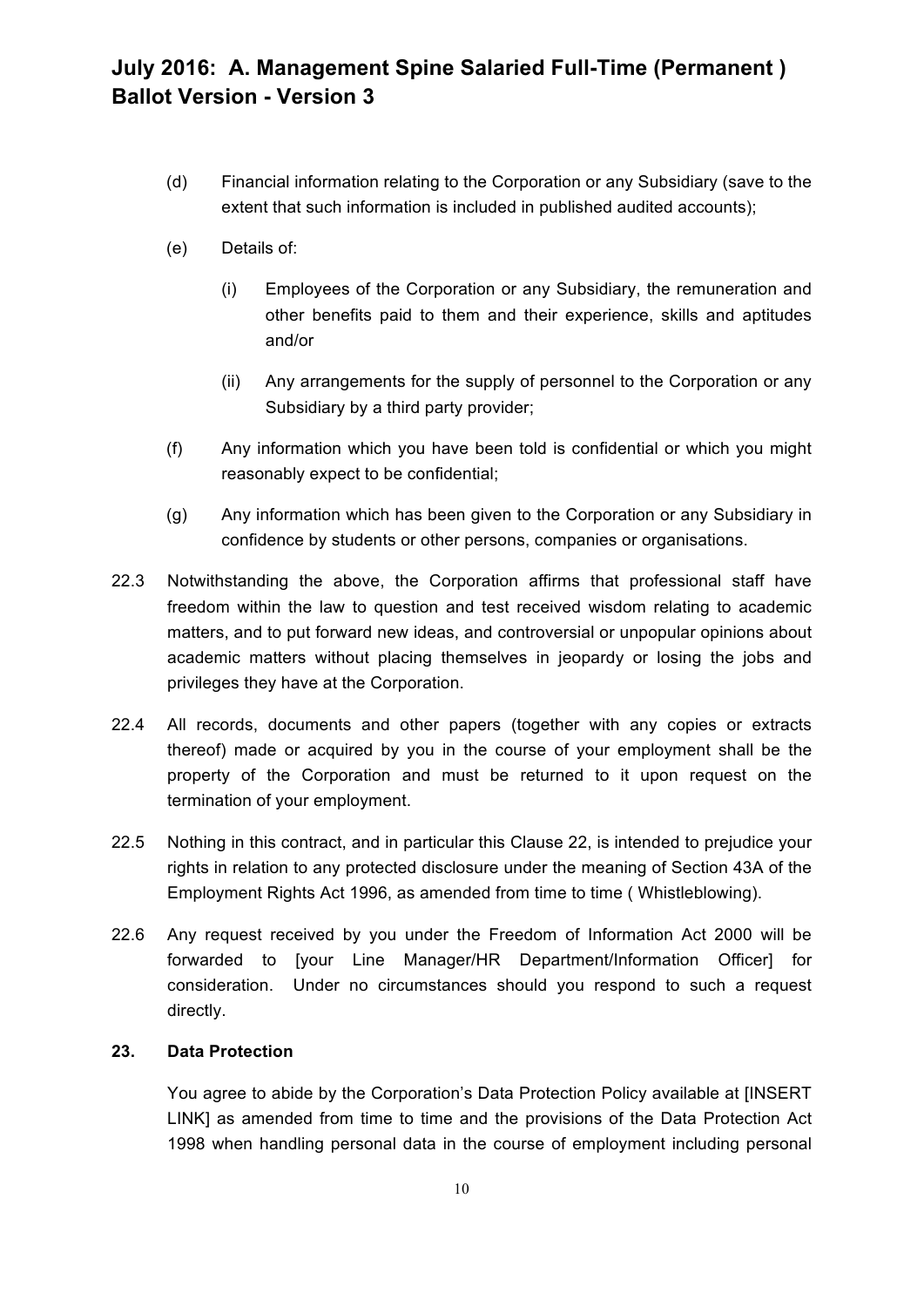(d) Financial information relating to the Corporation or any Subsidiary (save to the extent that such information is included in published audited accounts);

(e) Details of:

(i) Employees of the Corporation or any Subsidiary, the remuneration and other benefits paid to them and their experience, skills and aptitudes and/or

(ii) Any arrangements for the supply of personnel to the Corporation or any Subsidiary by a third party provider;

(f) Any information which you have been told is confidential or which you might reasonably expect to be confidential;

(g) Any information which has been given to the Corporation or any Subsidiary in confidence by students or other persons, companies or organisations.

22.3 Notwithstanding the above, the Corporation affirms that professional staff have freedom within the law to question and test received wisdom relating to academic matters, and to put forward new ideas, and controversial or unpopular opinions about academic matters without placing themselves in jeopardy or losing the jobs and privileges they have at the Corporation.

22.4 All records, documents and other papers (together with any copies or extracts thereof) made or acquired by you in the course of your employment shall be the property of the Corporation and must be returned to it upon request on the termination of your employment.

22.5 Nothing in this contract, and in particular this Clause 22, is intended to prejudice your rights in relation to any protected disclosure under the meaning of Section 43A of the Employment Rights Act 1996, as amended from time to time ( Whistleblowing).

22.6 Any request received by you under the Freedom of Information Act 2000 will be forwarded to [your Line Manager/HR Department/Information Officer] for consideration. Under no circumstances should you respond to such a request directly.

**23. Data Protection**

You agree to abide by the Corporation's Data Protection Policy available at [INSERT LINK] as amended from time to time and the provisions of the Data Protection Act 1998 when handling personal data in the course of employment including personal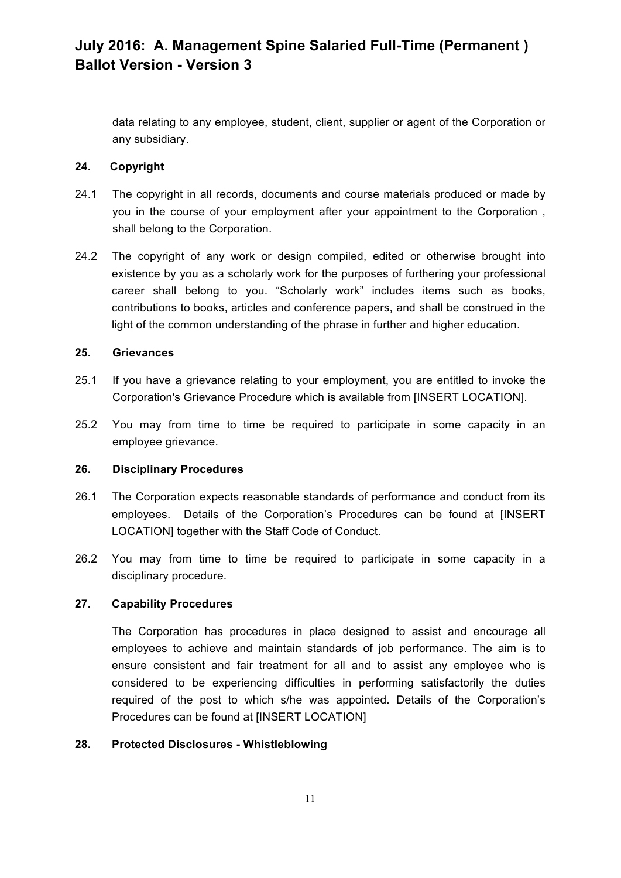data relating to any employee, student, client, supplier or agent of the Corporation or any subsidiary.

**24. Copyright**

24.1 The copyright in all records, documents and course materials produced or made by you in the course of your employment after your appointment to the Corporation , shall belong to the Corporation.

24.2 The copyright of any work or design compiled, edited or otherwise brought into existence by you as a scholarly work for the purposes of furthering your professional career shall belong to you. “Scholarly work” includes items such as books, contributions to books, articles and conference papers, and shall be construed in the light of the common understanding of the phrase in further and higher education.

**25. Grievances**

25.1 If you have a grievance relating to your employment, you are entitled to invoke the Corporation's Grievance Procedure which is available from [INSERT LOCATION].

25.2 You may from time to time be required to participate in some capacity in an employee grievance.

**26. Disciplinary Procedures**

26.1 The Corporation expects reasonable standards of performance and conduct from its employees. Details of the Corporation’s Procedures can be found at [INSERT LOCATION] together with the Staff Code of Conduct.

26.2 You may from time to time be required to participate in some capacity in a disciplinary procedure.

**27. Capability Procedures**

The Corporation has procedures in place designed to assist and encourage all employees to achieve and maintain standards of job performance. The aim is to ensure consistent and fair treatment for all and to assist any employee who is considered to be experiencing difficulties in performing satisfactorily the duties required of the post to which s/he was appointed. Details of the Corporation’s Procedures can be found at [INSERT LOCATION]

**28. Protected Disclosures - Whistleblowing**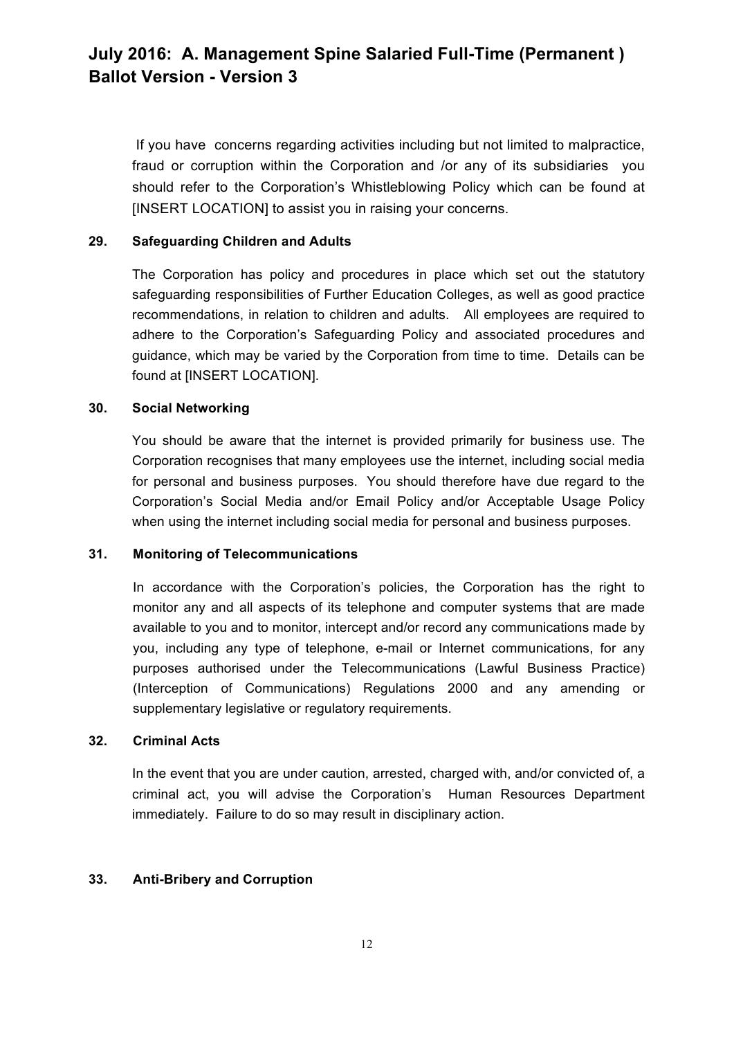If you have concerns regarding activities including but not limited to malpractice, fraud or corruption within the Corporation and /or any of its subsidiaries you should refer to the Corporation's Whistleblowing Policy which can be found at [INSERT LOCATION] to assist you in raising your concerns.

**29. Safeguarding Children and Adults**

The Corporation has policy and procedures in place which set out the statutory safeguarding responsibilities of Further Education Colleges, as well as good practice recommendations, in relation to children and adults. All employees are required to adhere to the Corporation's Safeguarding Policy and associated procedures and guidance, which may be varied by the Corporation from time to time. Details can be found at [INSERT LOCATION].

**30. Social Networking**

You should be aware that the internet is provided primarily for business use. The Corporation recognises that many employees use the internet, including social media for personal and business purposes. You should therefore have due regard to the Corporation's Social Media and/or Email Policy and/or Acceptable Usage Policy when using the internet including social media for personal and business purposes.

**31. Monitoring of Telecommunications**

In accordance with the Corporation's policies, the Corporation has the right to monitor any and all aspects of its telephone and computer systems that are made available to you and to monitor, intercept and/or record any communications made by you, including any type of telephone, e-mail or Internet communications, for any purposes authorised under the Telecommunications (Lawful Business Practice) (Interception of Communications) Regulations 2000 and any amending or supplementary legislative or regulatory requirements.

**32. Criminal Acts**

In the event that you are under caution, arrested, charged with, and/or convicted of, a criminal act, you will advise the Corporation's Human Resources Department immediately. Failure to do so may result in disciplinary action.

**33. Anti-Bribery and Corruption**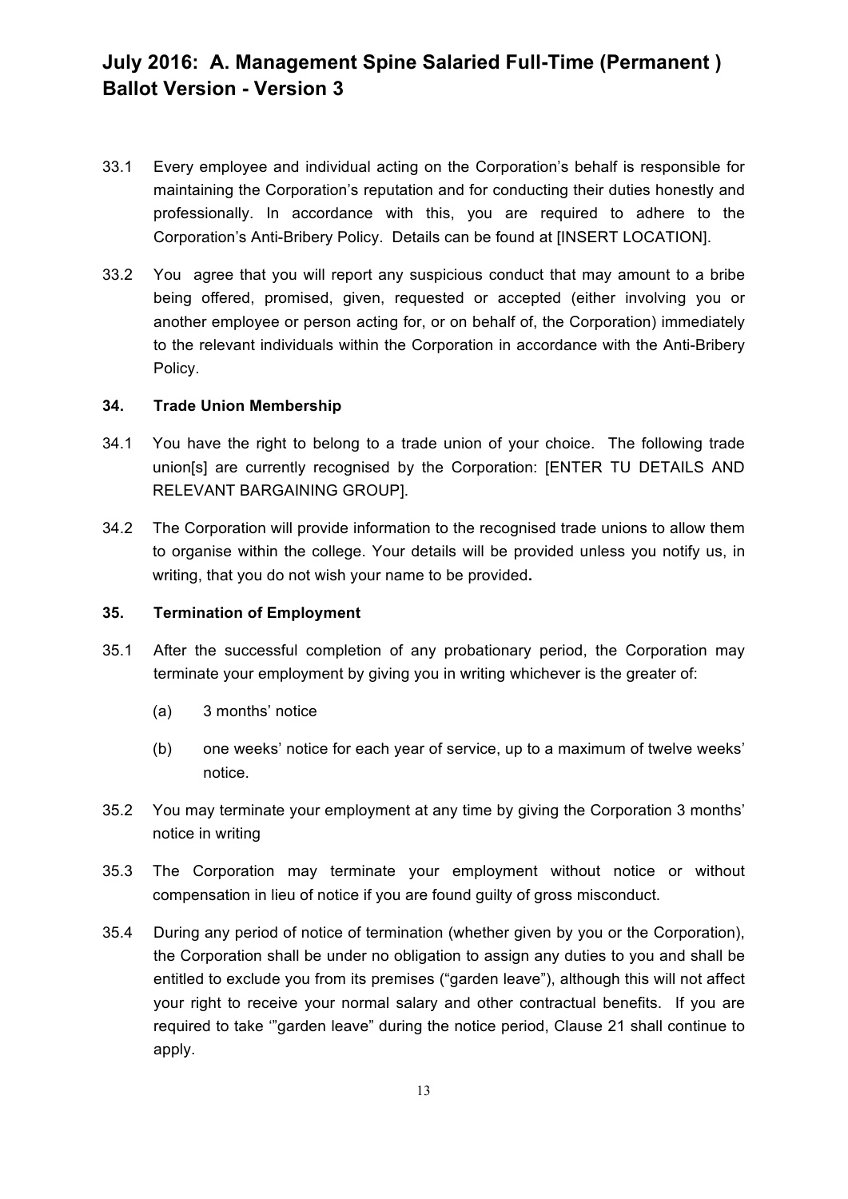33.1 Every employee and individual acting on the Corporation's behalf is responsible for maintaining the Corporation's reputation and for conducting their duties honestly and professionally. In accordance with this, you are required to adhere to the Corporation's Anti-Bribery Policy. Details can be found at [INSERT LOCATION].

33.2 You agree that you will report any suspicious conduct that may amount to a bribe being offered, promised, given, requested or accepted (either involving you or another employee or person acting for, or on behalf of, the Corporation) immediately to the relevant individuals within the Corporation in accordance with the Anti-Bribery Policy.

### 34. Trade Union Membership

34.1 You have the right to belong to a trade union of your choice. The following trade union[s] are currently recognised by the Corporation: [ENTER TU DETAILS AND RELEVANT BARGAINING GROUP].

34.2 The Corporation will provide information to the recognised trade unions to allow them to organise within the college. Your details will be provided unless you notify us, in writing, that you do not wish your name to be provided**.**

### 35. Termination of Employment

35.1 After the successful completion of any probationary period, the Corporation may terminate your employment by giving you in writing whichever is the greater of:

(a) 3 months' notice

(b) one weeks' notice for each year of service, up to a maximum of twelve weeks' notice.

35.2 You may terminate your employment at any time by giving the Corporation 3 months' notice in writing

35.3 The Corporation may terminate your employment without notice or without compensation in lieu of notice if you are found guilty of gross misconduct.

35.4 During any period of notice of termination (whether given by you or the Corporation), the Corporation shall be under no obligation to assign any duties to you and shall be entitled to exclude you from its premises ("garden leave"), although this will not affect your right to receive your normal salary and other contractual benefits. If you are required to take '"garden leave" during the notice period, Clause 21 shall continue to apply.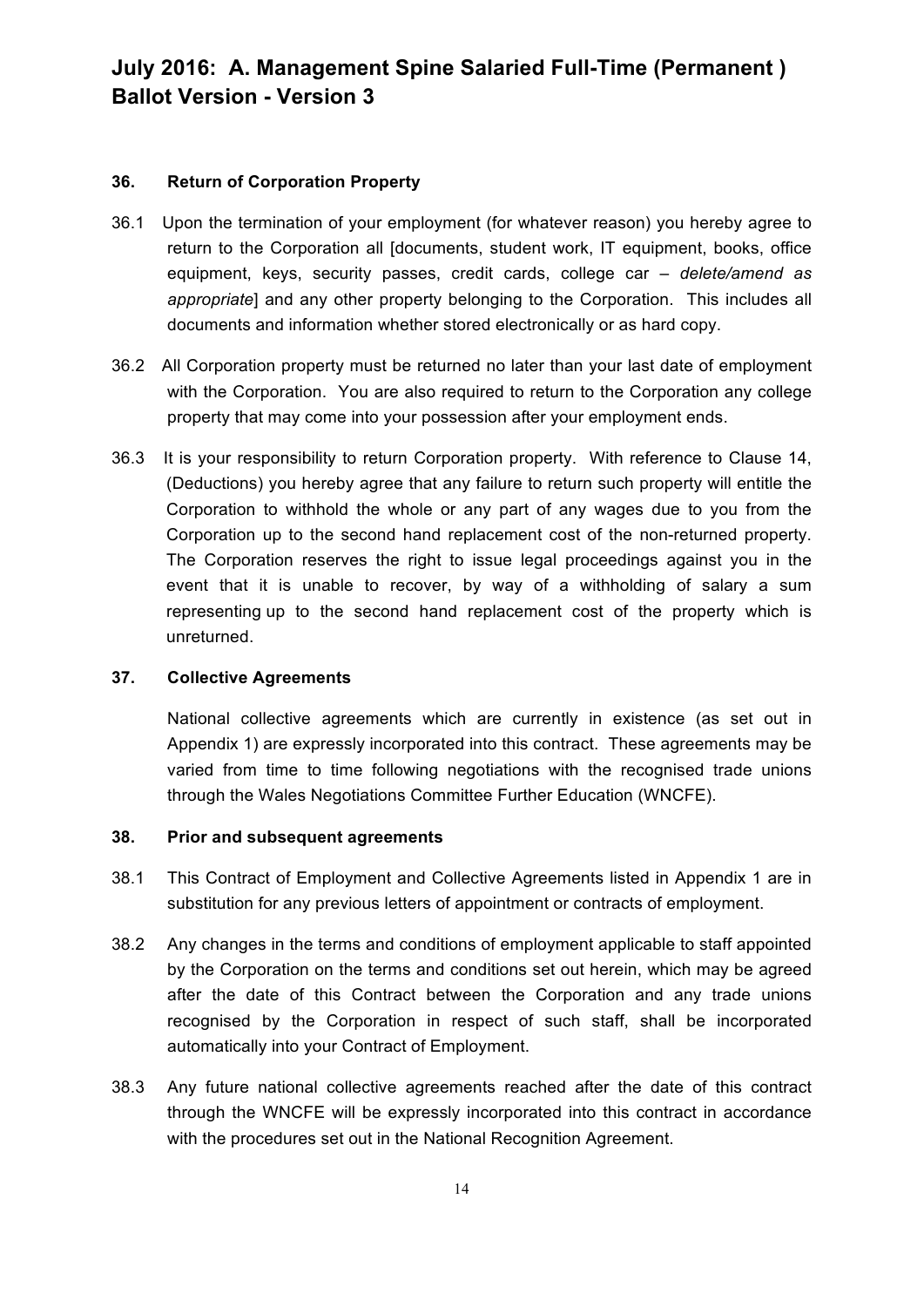# July 2016: A. Management Spine Salaried Full-Time (Permanent ) Ballot Version - Version 3

## 36. Return of Corporation Property

36.1 Upon the termination of your employment (for whatever reason) you hereby agree to return to the Corporation all [documents, student work, IT equipment, books, office equipment, keys, security passes, credit cards, college car – *delete/amend as appropriate*] and any other property belonging to the Corporation. This includes all documents and information whether stored electronically or as hard copy.

36.2 All Corporation property must be returned no later than your last date of employment with the Corporation. You are also required to return to the Corporation any college property that may come into your possession after your employment ends.

36.3 It is your responsibility to return Corporation property. With reference to Clause 14, (Deductions) you hereby agree that any failure to return such property will entitle the Corporation to withhold the whole or any part of any wages due to you from the Corporation up to the second hand replacement cost of the non-returned property. The Corporation reserves the right to issue legal proceedings against you in the event that it is unable to recover, by way of a withholding of salary a sum representing up to the second hand replacement cost of the property which is unreturned.

## 37. Collective Agreements

National collective agreements which are currently in existence (as set out in Appendix 1) are expressly incorporated into this contract. These agreements may be varied from time to time following negotiations with the recognised trade unions through the Wales Negotiations Committee Further Education (WNCFE).

## 38. Prior and subsequent agreements

38.1 This Contract of Employment and Collective Agreements listed in Appendix 1 are in substitution for any previous letters of appointment or contracts of employment.

38.2 Any changes in the terms and conditions of employment applicable to staff appointed by the Corporation on the terms and conditions set out herein, which may be agreed after the date of this Contract between the Corporation and any trade unions recognised by the Corporation in respect of such staff, shall be incorporated automatically into your Contract of Employment.

38.3 Any future national collective agreements reached after the date of this contract through the WNCFE will be expressly incorporated into this contract in accordance with the procedures set out in the National Recognition Agreement.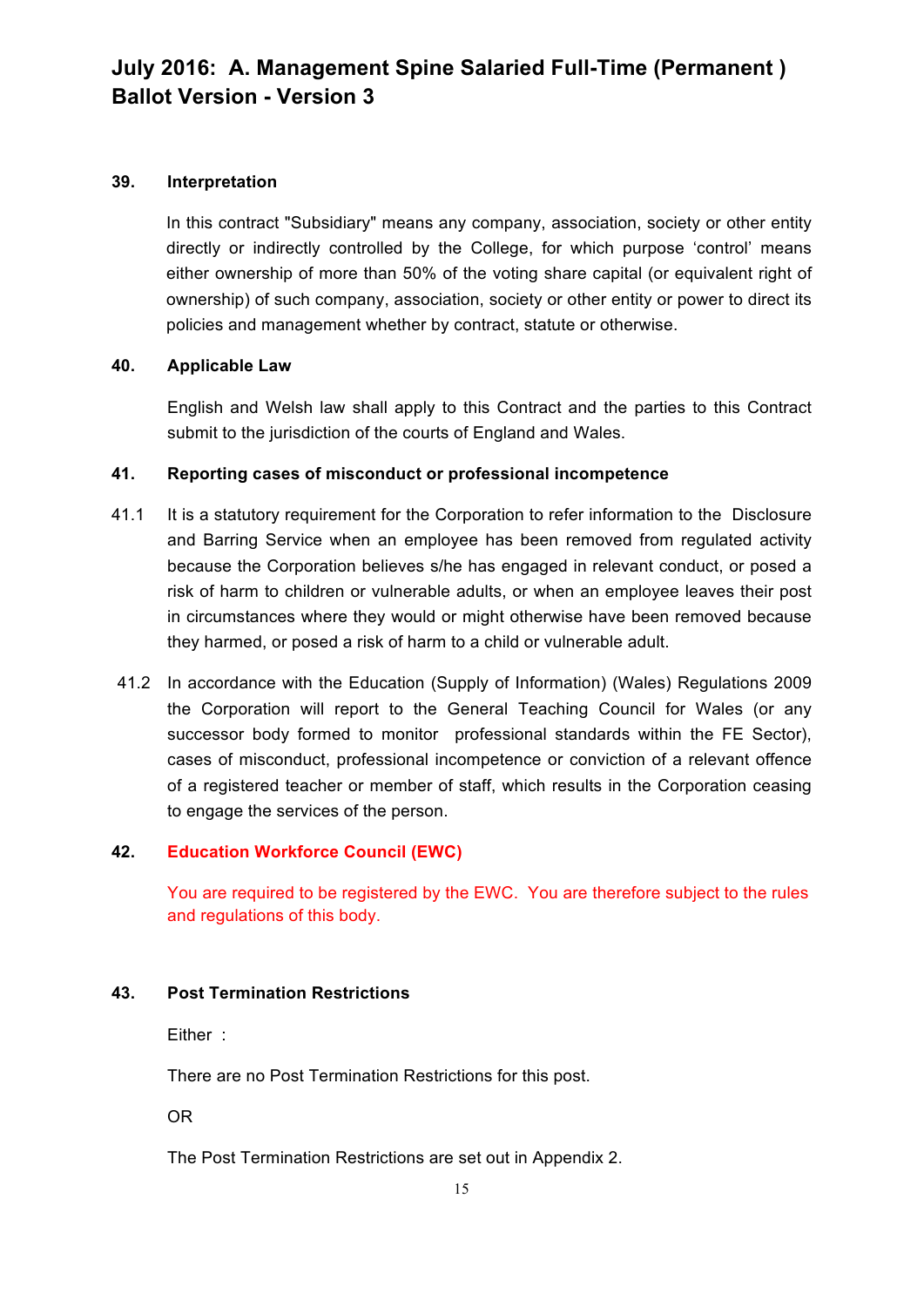# July 2016: A. Management Spine Salaried Full-Time (Permanent ) Ballot Version - Version 3

## 39. Interpretation

In this contract "Subsidiary" means any company, association, society or other entity directly or indirectly controlled by the College, for which purpose 'control' means either ownership of more than 50% of the voting share capital (or equivalent right of ownership) of such company, association, society or other entity or power to direct its policies and management whether by contract, statute or otherwise.

## 40. Applicable Law

English and Welsh law shall apply to this Contract and the parties to this Contract submit to the jurisdiction of the courts of England and Wales.

## 41. Reporting cases of misconduct or professional incompetence

41.1 It is a statutory requirement for the Corporation to refer information to the Disclosure and Barring Service when an employee has been removed from regulated activity because the Corporation believes s/he has engaged in relevant conduct, or posed a risk of harm to children or vulnerable adults, or when an employee leaves their post in circumstances where they would or might otherwise have been removed because they harmed, or posed a risk of harm to a child or vulnerable adult.

41.2 In accordance with the Education (Supply of Information) (Wales) Regulations 2009 the Corporation will report to the General Teaching Council for Wales (or any successor body formed to monitor professional standards within the FE Sector), cases of misconduct, professional incompetence or conviction of a relevant offence of a registered teacher or member of staff, which results in the Corporation ceasing to engage the services of the person.

## 42. Education Workforce Council (EWC)

You are required to be registered by the EWC. You are therefore subject to the rules and regulations of this body.

## 43. Post Termination Restrictions

Either :

There are no Post Termination Restrictions for this post.

OR

The Post Termination Restrictions are set out in Appendix 2.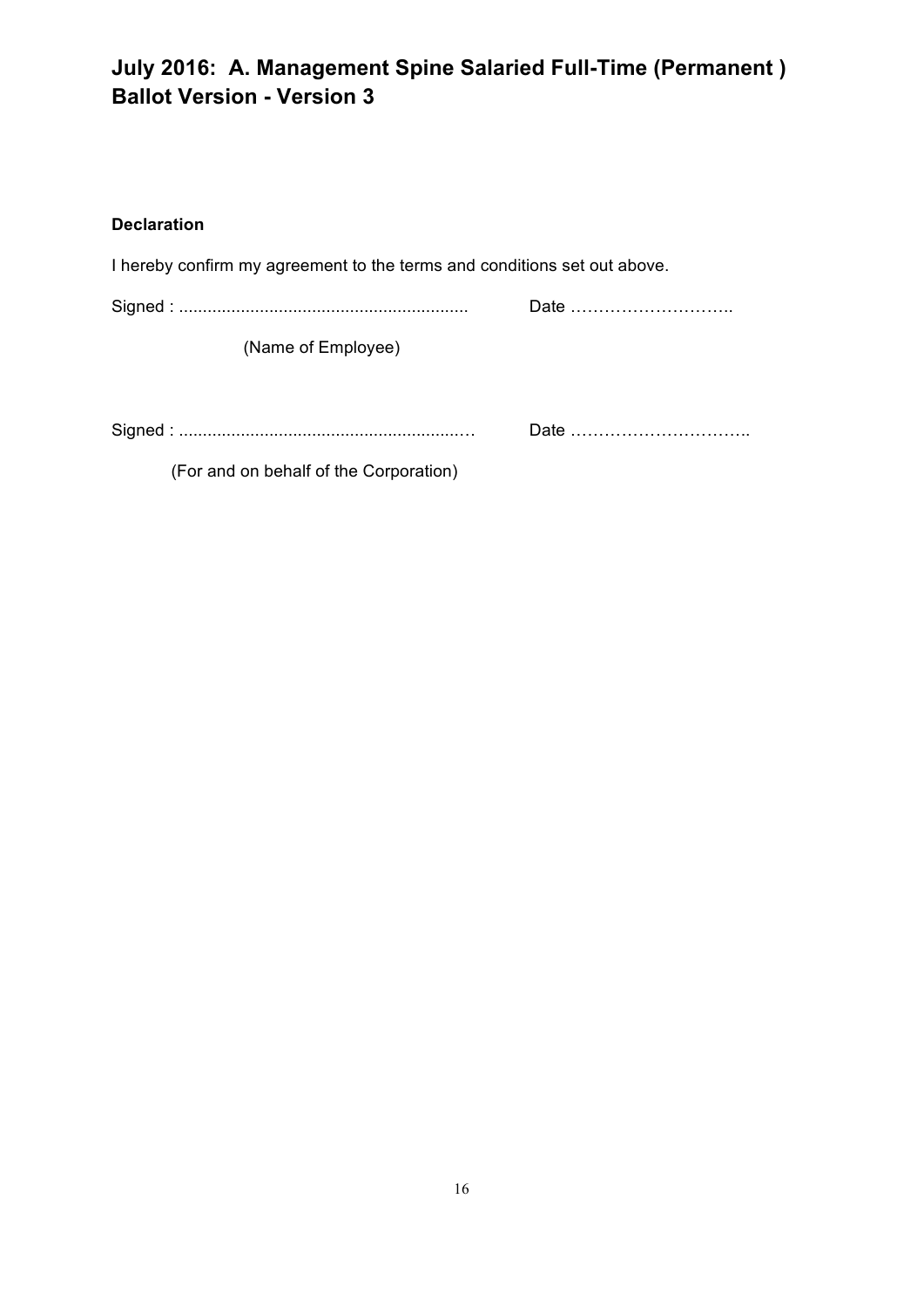# July 2016: A. Management Spine Salaried Full-Time (Permanent ) Ballot Version - Version 3

**Declaration**

I hereby confirm my agreement to the terms and conditions set out above.

Signed : ............................................................ Date ………………………..

(Name of Employee)

Signed : ............................................................ Date …………………………..

(For and on behalf of the Corporation)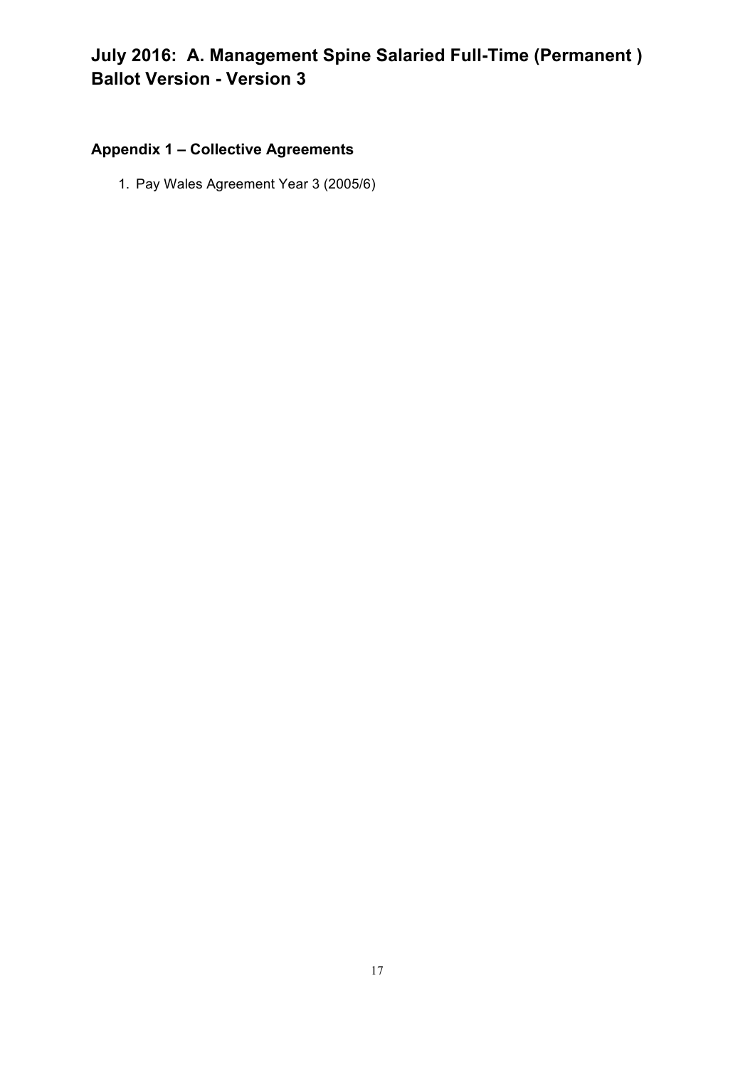# July 2016: A. Management Spine Salaried Full-Time (Permanent ) Ballot Version - Version 3

## Appendix 1 – Collective Agreements

1. Pay Wales Agreement Year 3 (2005/6)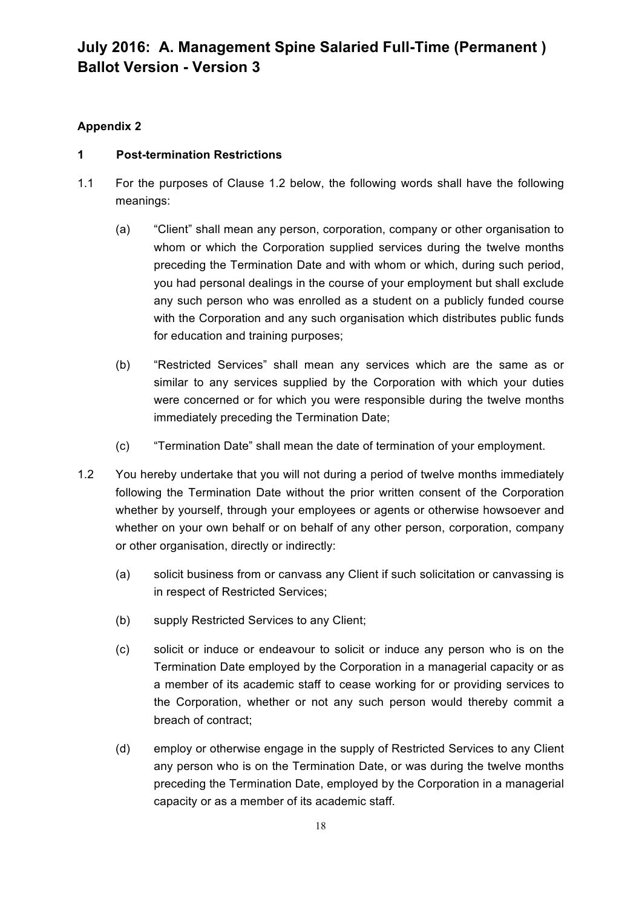# July 2016: A. Management Spine Salaried Full-Time (Permanent ) Ballot Version - Version 3

**Appendix 2**

**1 Post-termination Restrictions**

1.1 For the purposes of Clause 1.2 below, the following words shall have the following meanings:

(a) "Client" shall mean any person, corporation, company or other organisation to whom or which the Corporation supplied services during the twelve months preceding the Termination Date and with whom or which, during such period, you had personal dealings in the course of your employment but shall exclude any such person who was enrolled as a student on a publicly funded course with the Corporation and any such organisation which distributes public funds for education and training purposes;

(b) "Restricted Services" shall mean any services which are the same as or similar to any services supplied by the Corporation with which your duties were concerned or for which you were responsible during the twelve months immediately preceding the Termination Date;

(c) "Termination Date" shall mean the date of termination of your employment.

1.2 You hereby undertake that you will not during a period of twelve months immediately following the Termination Date without the prior written consent of the Corporation whether by yourself, through your employees or agents or otherwise howsoever and whether on your own behalf or on behalf of any other person, corporation, company or other organisation, directly or indirectly:

(a) solicit business from or canvass any Client if such solicitation or canvassing is in respect of Restricted Services;

(b) supply Restricted Services to any Client;

(c) solicit or induce or endeavour to solicit or induce any person who is on the Termination Date employed by the Corporation in a managerial capacity or as a member of its academic staff to cease working for or providing services to the Corporation, whether or not any such person would thereby commit a breach of contract;

(d) employ or otherwise engage in the supply of Restricted Services to any Client any person who is on the Termination Date, or was during the twelve months preceding the Termination Date, employed by the Corporation in a managerial capacity or as a member of its academic staff.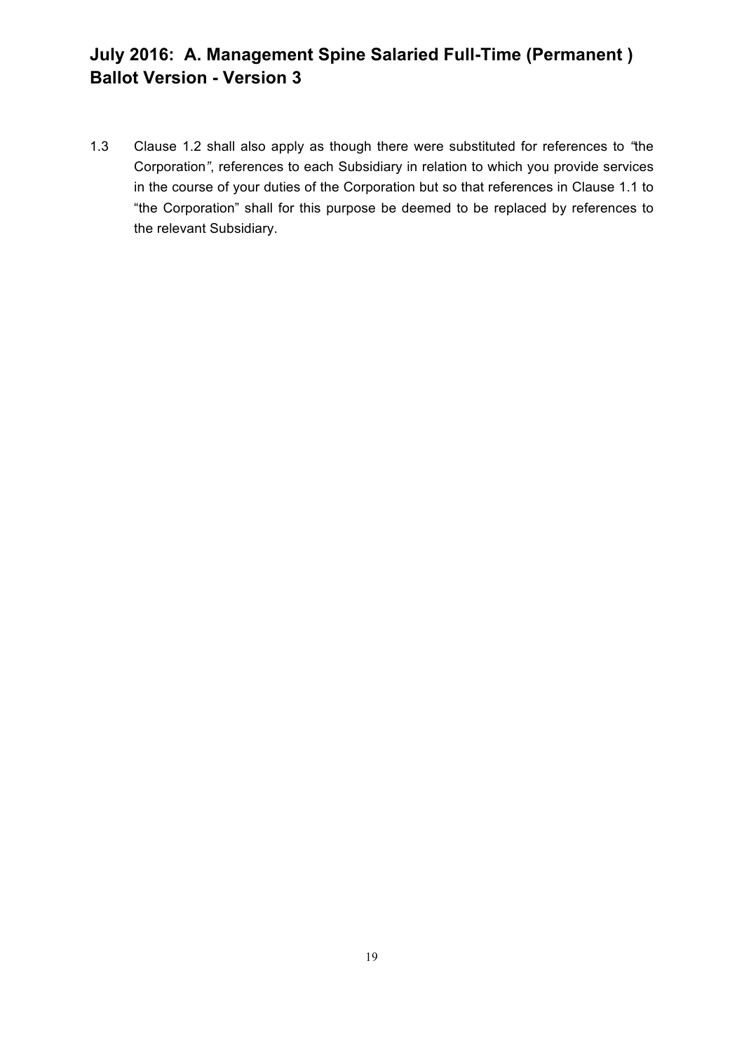1.3 Clause 1.2 shall also apply as though there were substituted for references to “the Corporation”, references to each Subsidiary in relation to which you provide services in the course of your duties of the Corporation but so that references in Clause 1.1 to “the Corporation” shall for this purpose be deemed to be replaced by references to the relevant Subsidiary.